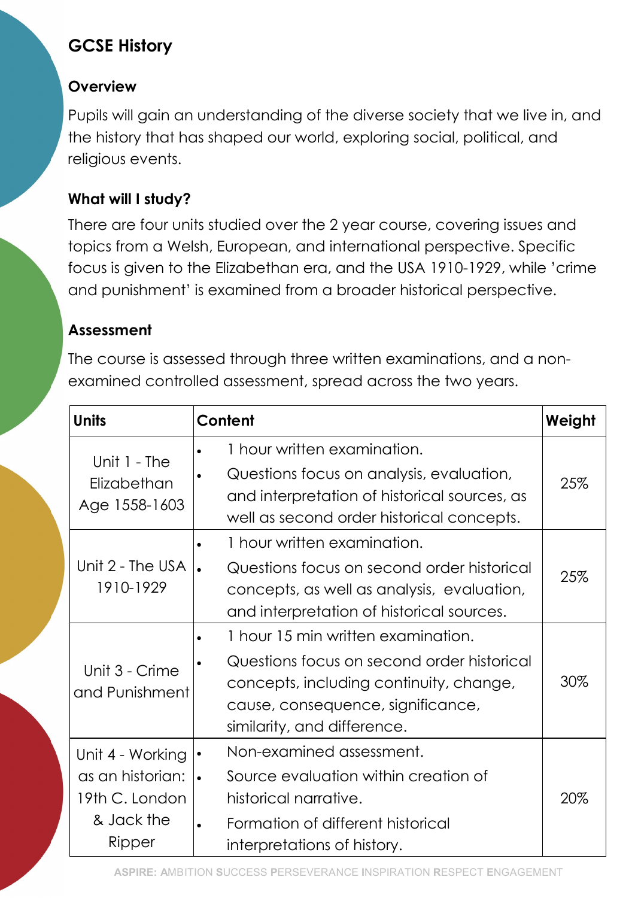# GCSE History

## Overview

Pupils will gain an understanding of the diverse society that we live in, and the history that has shaped our world, exploring social, political, and religious events.

## What will I study?

There are four units studied over the 2 year course, covering issues and topics from a Welsh, European, and international perspective. Specific focus is given to the Elizabethan era, and the USA 1910-1929, while 'crime and punishment' is examined from a broader historical perspective.

## Assessment

The course is assessed through three written examinations, and a non-examined controlled assessment, spread across the two years.

| Units | Content | Weight |
|---|---|---|
| Unit 1 - The Elizabethan Age 1558-1603 | • 1 hour written examination.<br>• Questions focus on analysis, evaluation, and interpretation of historical sources, as well as second order historical concepts. | 25% |
| Unit 2 - The USA 1910-1929 | • 1 hour written examination.<br>• Questions focus on second order historical concepts, as well as analysis, evaluation, and interpretation of historical sources. | 25% |
| Unit 3 - Crime and Punishment | • 1 hour 15 min written examination.<br>• Questions focus on second order historical concepts, including continuity, change, cause, consequence, significance, similarity, and difference. | 30% |
| Unit 4 - Working as an historian: 19th C. London & Jack the Ripper | • Non-examined assessment.<br>• Source evaluation within creation of historical narrative.<br>• Formation of different historical interpretations of history. | 20% |

**ASPIRE:** **A**MBITION **S**UCCESS **P**ERSEVERANCE **I**NSPIRATION **R**ESPECT **E**NGAGEMENT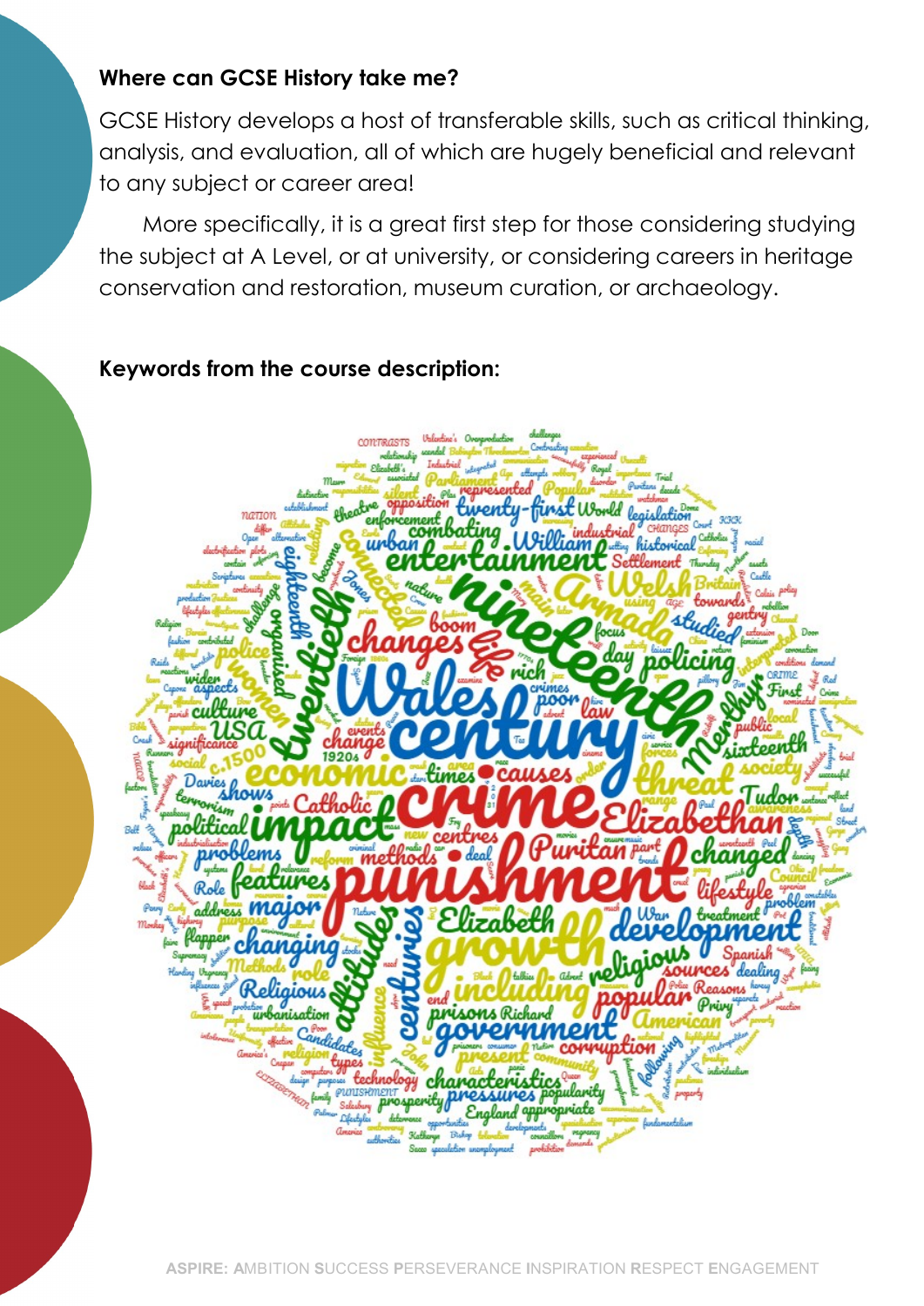**Where can GCSE History take me?**

GCSE History develops a host of transferable skills, such as critical thinking, analysis, and evaluation, all of which are hugely beneficial and relevant to any subject or career area!

More specifically, it is a great first step for those considering studying the subject at A Level, or at university, or considering careers in heritage conservation and restoration, museum curation, or archaeology.

**Keywords from the course description:**